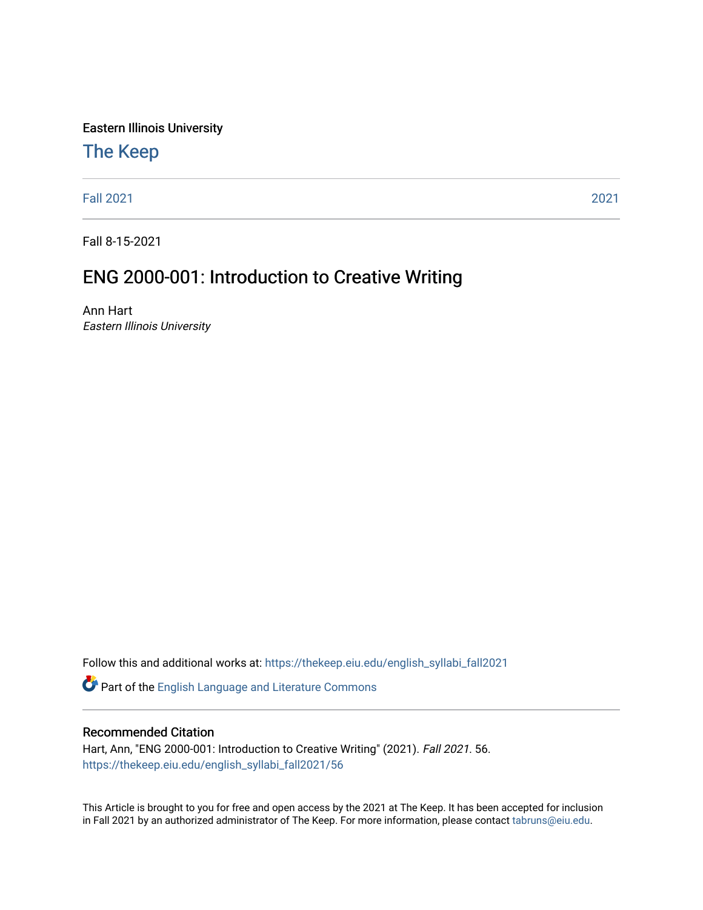Eastern Illinois University

# The Keep

Fall 2021 | 2021

Fall 8-15-2021

## ENG 2000-001: Introduction to Creative Writing

Ann Hart
*Eastern Illinois University*

Follow this and additional works at: https://thekeep.eiu.edu/english_syllabi_fall2021

Part of the English Language and Literature Commons

### Recommended Citation

Hart, Ann, "ENG 2000-001: Introduction to Creative Writing" (2021). *Fall 2021*. 56.
https://thekeep.eiu.edu/english_syllabi_fall2021/56

This Article is brought to you for free and open access by the 2021 at The Keep. It has been accepted for inclusion in Fall 2021 by an authorized administrator of The Keep. For more information, please contact tabruns@eiu.edu.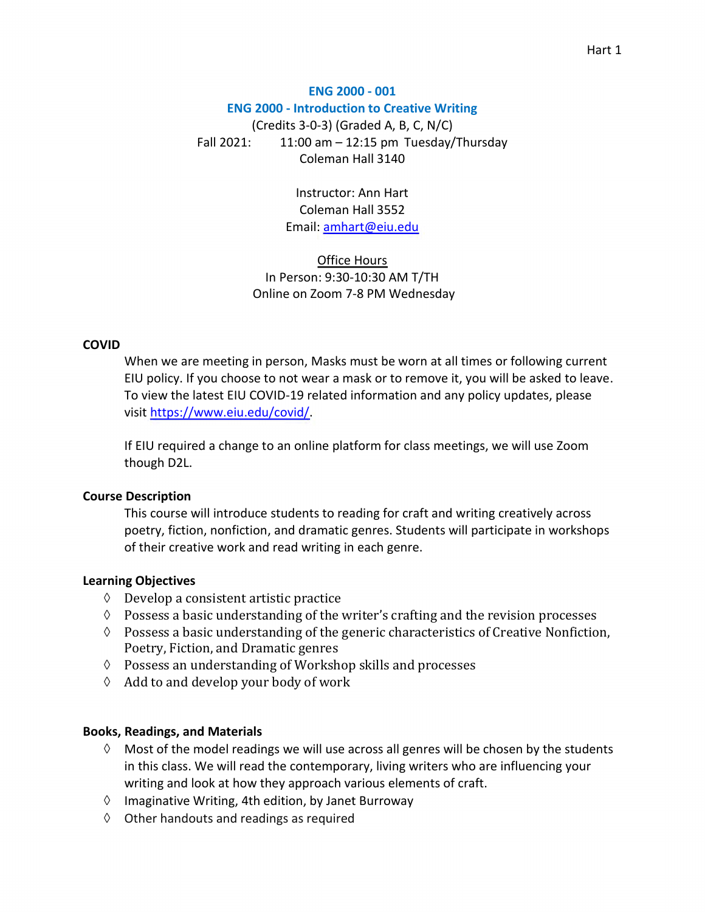**ENG 2000 - 001**

**ENG 2000 - Introduction to Creative Writing**

(Credits 3-0-3) (Graded A, B, C, N/C)

Fall 2021: 11:00 am – 12:15 pm Tuesday/Thursday

Coleman Hall 3140

Instructor: Ann Hart

Coleman Hall 3552

Email: amhart@eiu.edu

Office Hours

In Person: 9:30-10:30 AM T/TH

Online on Zoom 7-8 PM Wednesday

**COVID**

When we are meeting in person, Masks must be worn at all times or following current EIU policy. If you choose to not wear a mask or to remove it, you will be asked to leave. To view the latest EIU COVID-19 related information and any policy updates, please visit https://www.eiu.edu/covid/.

If EIU required a change to an online platform for class meetings, we will use Zoom though D2L.

**Course Description**

This course will introduce students to reading for craft and writing creatively across poetry, fiction, nonfiction, and dramatic genres. Students will participate in workshops of their creative work and read writing in each genre.

**Learning Objectives**

- Develop a consistent artistic practice
- Possess a basic understanding of the writer's crafting and the revision processes
- Possess a basic understanding of the generic characteristics of Creative Nonfiction, Poetry, Fiction, and Dramatic genres
- Possess an understanding of Workshop skills and processes
- Add to and develop your body of work

**Books, Readings, and Materials**

- Most of the model readings we will use across all genres will be chosen by the students in this class. We will read the contemporary, living writers who are influencing your writing and look at how they approach various elements of craft.
- Imaginative Writing, 4th edition, by Janet Burroway
- Other handouts and readings as required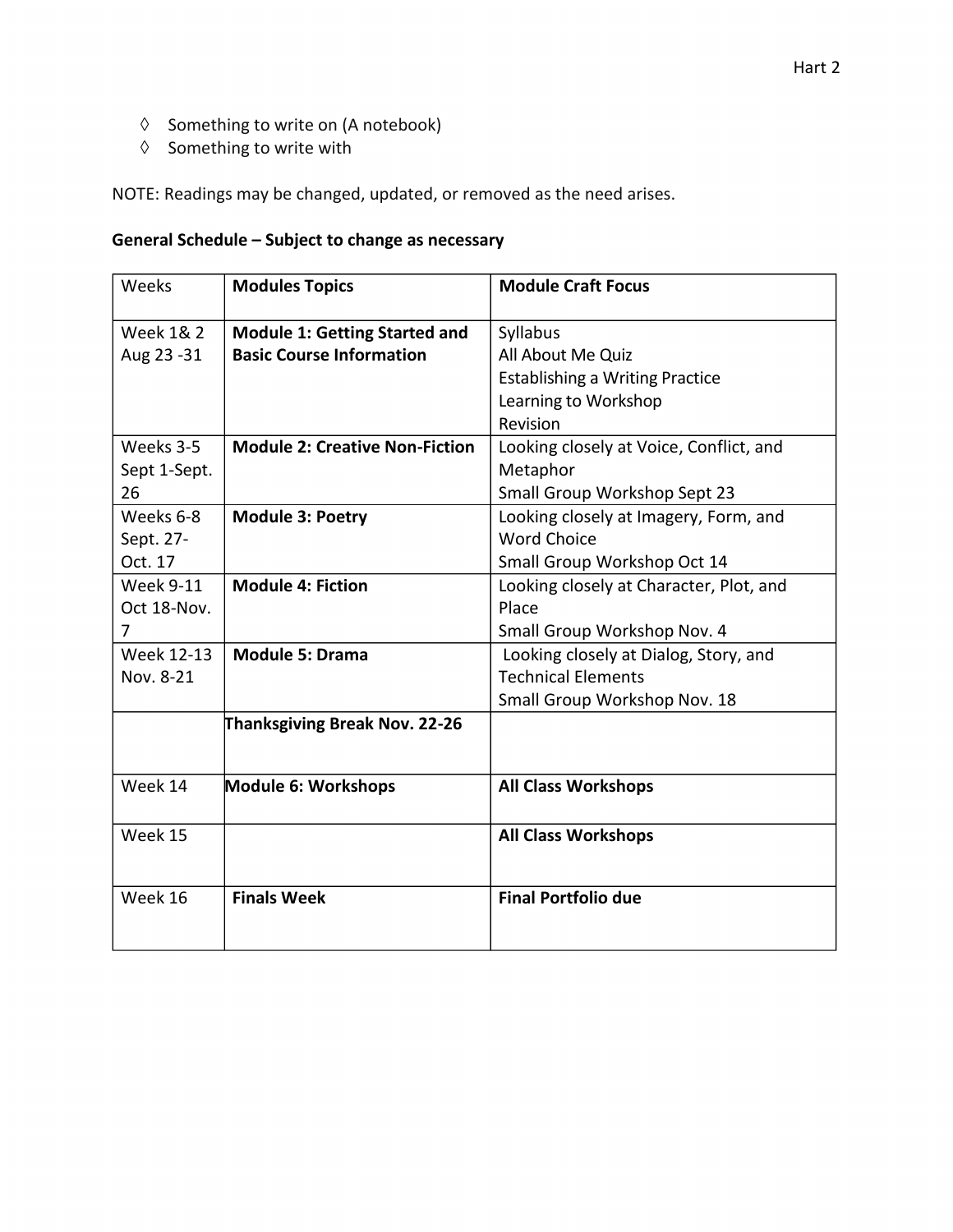- ◊ Something to write on (A notebook)
- ◊ Something to write with

NOTE: Readings may be changed, updated, or removed as the need arises.

**General Schedule – Subject to change as necessary**

| Weeks | **Modules Topics** | **Module Craft Focus** |
|---|---|---|
| Week 1& 2<br>Aug 23 -31 | **Module 1: Getting Started and Basic Course Information** | Syllabus<br>All About Me Quiz<br>Establishing a Writing Practice<br>Learning to Workshop<br>Revision |
| Weeks 3-5<br>Sept 1-Sept. 26 | **Module 2: Creative Non-Fiction** | Looking closely at Voice, Conflict, and Metaphor<br>Small Group Workshop Sept 23 |
| Weeks 6-8<br>Sept. 27-Oct. 17 | **Module 3: Poetry** | Looking closely at Imagery, Form, and Word Choice<br>Small Group Workshop Oct 14 |
| Week 9-11<br>Oct 18-Nov. 7 | **Module 4: Fiction** | Looking closely at Character, Plot, and Place<br>Small Group Workshop Nov. 4 |
| Week 12-13<br>Nov. 8-21 | **Module 5: Drama** | Looking closely at Dialog, Story, and Technical Elements<br>Small Group Workshop Nov. 18 |
| | **Thanksgiving Break Nov. 22-26** | |
| Week 14 | **Module 6: Workshops** | **All Class Workshops** |
| Week 15 | | **All Class Workshops** |
| Week 16 | **Finals Week** | **Final Portfolio due** |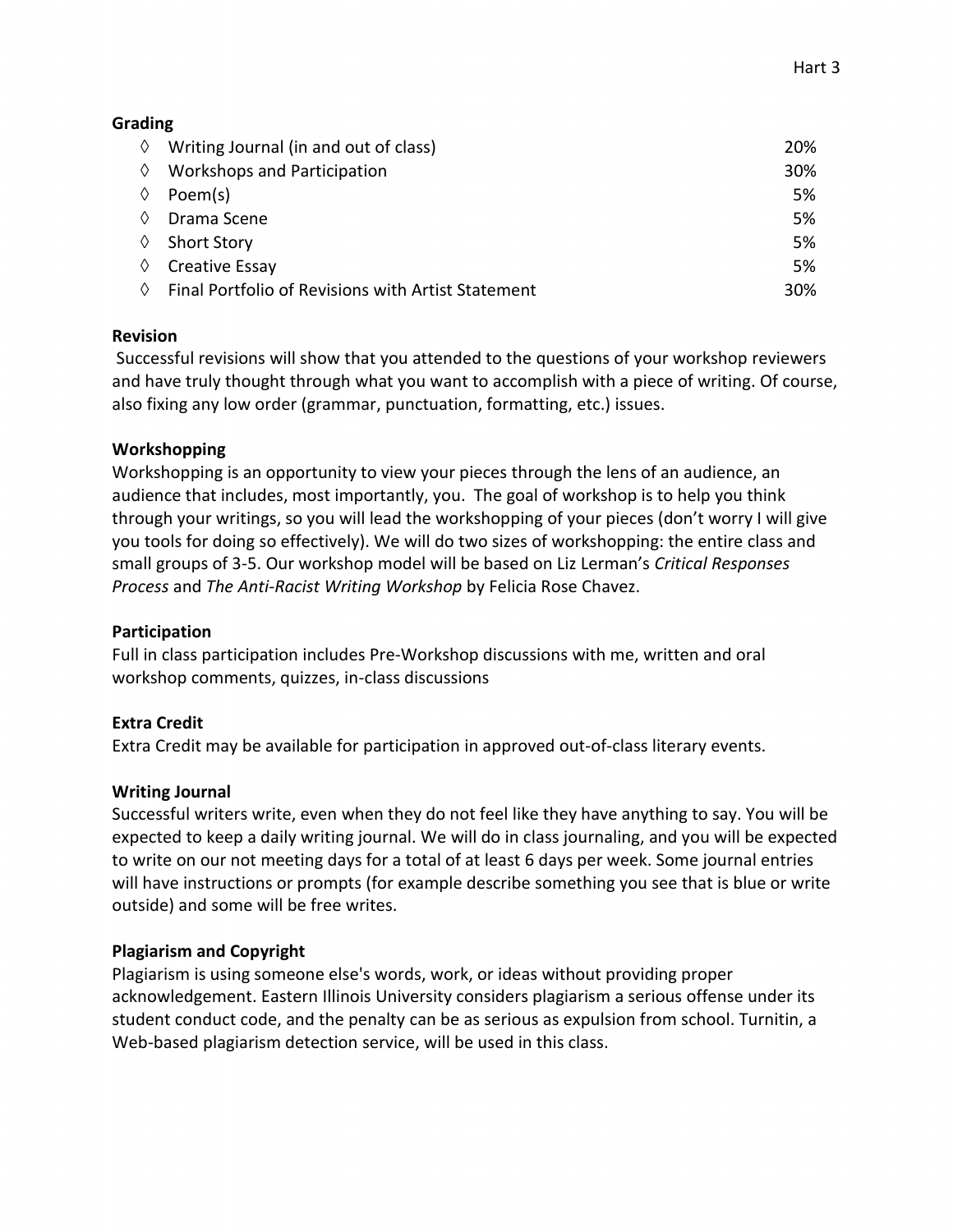**Grading**

| | |
|---|---|
| ◊ Writing Journal (in and out of class) | 20% |
| ◊ Workshops and Participation | 30% |
| ◊ Poem(s) | 5% |
| ◊ Drama Scene | 5% |
| ◊ Short Story | 5% |
| ◊ Creative Essay | 5% |
| ◊ Final Portfolio of Revisions with Artist Statement | 30% |

**Revision**

Successful revisions will show that you attended to the questions of your workshop reviewers and have truly thought through what you want to accomplish with a piece of writing. Of course, also fixing any low order (grammar, punctuation, formatting, etc.) issues.

**Workshopping**

Workshopping is an opportunity to view your pieces through the lens of an audience, an audience that includes, most importantly, you. The goal of workshop is to help you think through your writings, so you will lead the workshopping of your pieces (don't worry I will give you tools for doing so effectively). We will do two sizes of workshopping: the entire class and small groups of 3-5. Our workshop model will be based on Liz Lerman's *Critical Responses Process* and *The Anti-Racist Writing Workshop* by Felicia Rose Chavez.

**Participation**

Full in class participation includes Pre-Workshop discussions with me, written and oral workshop comments, quizzes, in-class discussions

**Extra Credit**

Extra Credit may be available for participation in approved out-of-class literary events.

**Writing Journal**

Successful writers write, even when they do not feel like they have anything to say. You will be expected to keep a daily writing journal. We will do in class journaling, and you will be expected to write on our not meeting days for a total of at least 6 days per week. Some journal entries will have instructions or prompts (for example describe something you see that is blue or write outside) and some will be free writes.

**Plagiarism and Copyright**

Plagiarism is using someone else's words, work, or ideas without providing proper acknowledgement. Eastern Illinois University considers plagiarism a serious offense under its student conduct code, and the penalty can be as serious as expulsion from school. Turnitin, a Web-based plagiarism detection service, will be used in this class.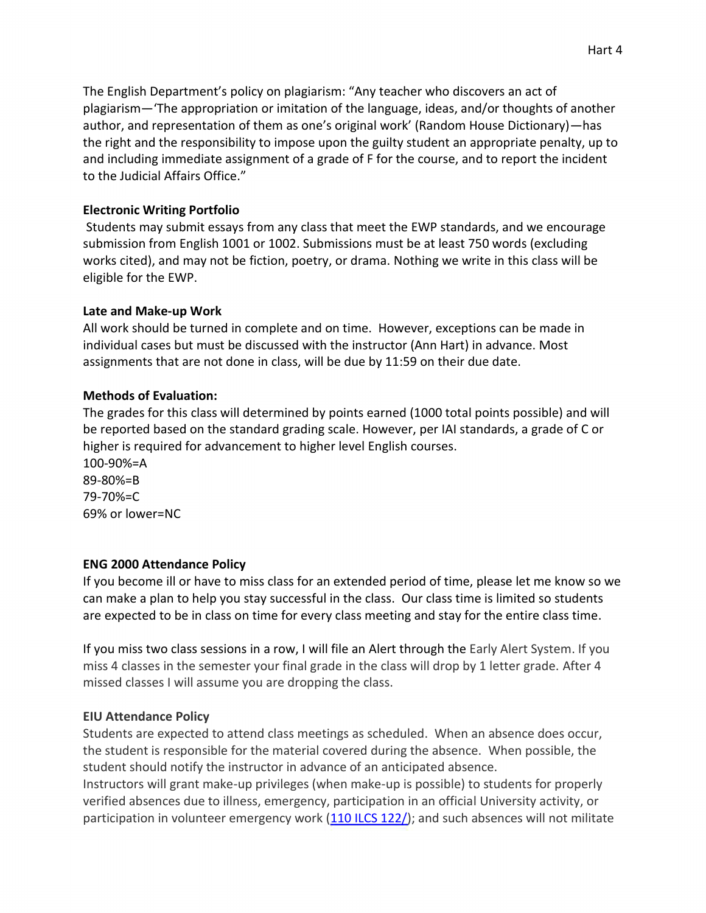The English Department's policy on plagiarism: "Any teacher who discovers an act of plagiarism—'The appropriation or imitation of the language, ideas, and/or thoughts of another author, and representation of them as one's original work' (Random House Dictionary)—has the right and the responsibility to impose upon the guilty student an appropriate penalty, up to and including immediate assignment of a grade of F for the course, and to report the incident to the Judicial Affairs Office."

**Electronic Writing Portfolio**

Students may submit essays from any class that meet the EWP standards, and we encourage submission from English 1001 or 1002. Submissions must be at least 750 words (excluding works cited), and may not be fiction, poetry, or drama. Nothing we write in this class will be eligible for the EWP.

**Late and Make-up Work**

All work should be turned in complete and on time. However, exceptions can be made in individual cases but must be discussed with the instructor (Ann Hart) in advance. Most assignments that are not done in class, will be due by 11:59 on their due date.

**Methods of Evaluation:**

The grades for this class will determined by points earned (1000 total points possible) and will be reported based on the standard grading scale. However, per IAI standards, a grade of C or higher is required for advancement to higher level English courses.

100-90%=A
89-80%=B
79-70%=C
69% or lower=NC

**ENG 2000 Attendance Policy**

If you become ill or have to miss class for an extended period of time, please let me know so we can make a plan to help you stay successful in the class. Our class time is limited so students are expected to be in class on time for every class meeting and stay for the entire class time.

If you miss two class sessions in a row, I will file an Alert through the Early Alert System. If you miss 4 classes in the semester your final grade in the class will drop by 1 letter grade. After 4 missed classes I will assume you are dropping the class.

**EIU Attendance Policy**

Students are expected to attend class meetings as scheduled. When an absence does occur, the student is responsible for the material covered during the absence. When possible, the student should notify the instructor in advance of an anticipated absence.

Instructors will grant make-up privileges (when make-up is possible) to students for properly verified absences due to illness, emergency, participation in an official University activity, or participation in volunteer emergency work ([110 ILCS 122/](110 ILCS 122/)); and such absences will not militate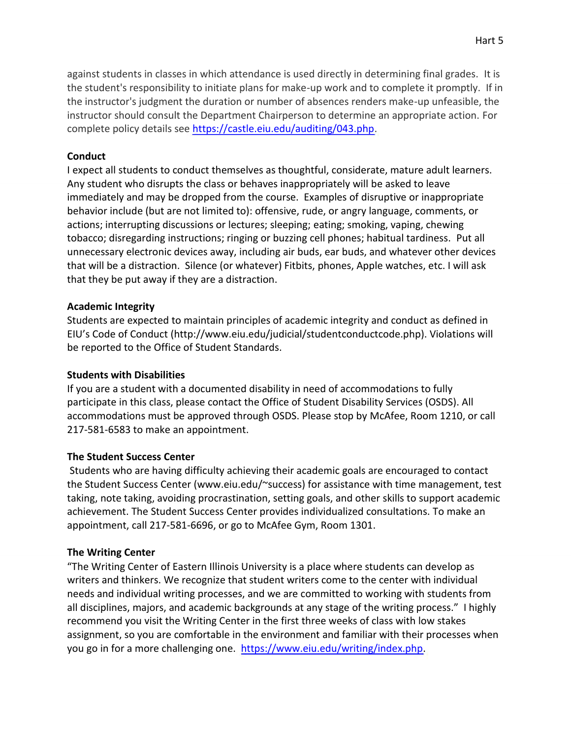against students in classes in which attendance is used directly in determining final grades. It is the student's responsibility to initiate plans for make-up work and to complete it promptly. If in the instructor's judgment the duration or number of absences renders make-up unfeasible, the instructor should consult the Department Chairperson to determine an appropriate action. For complete policy details see https://castle.eiu.edu/auditing/043.php.

**Conduct**

I expect all students to conduct themselves as thoughtful, considerate, mature adult learners. Any student who disrupts the class or behaves inappropriately will be asked to leave immediately and may be dropped from the course. Examples of disruptive or inappropriate behavior include (but are not limited to): offensive, rude, or angry language, comments, or actions; interrupting discussions or lectures; sleeping; eating; smoking, vaping, chewing tobacco; disregarding instructions; ringing or buzzing cell phones; habitual tardiness. Put all unnecessary electronic devices away, including air buds, ear buds, and whatever other devices that will be a distraction. Silence (or whatever) Fitbits, phones, Apple watches, etc. I will ask that they be put away if they are a distraction.

**Academic Integrity**

Students are expected to maintain principles of academic integrity and conduct as defined in EIU's Code of Conduct (http://www.eiu.edu/judicial/studentconductcode.php). Violations will be reported to the Office of Student Standards.

**Students with Disabilities**

If you are a student with a documented disability in need of accommodations to fully participate in this class, please contact the Office of Student Disability Services (OSDS). All accommodations must be approved through OSDS. Please stop by McAfee, Room 1210, or call 217-581-6583 to make an appointment.

**The Student Success Center**

Students who are having difficulty achieving their academic goals are encouraged to contact the Student Success Center (www.eiu.edu/~success) for assistance with time management, test taking, note taking, avoiding procrastination, setting goals, and other skills to support academic achievement. The Student Success Center provides individualized consultations. To make an appointment, call 217-581-6696, or go to McAfee Gym, Room 1301.

**The Writing Center**

"The Writing Center of Eastern Illinois University is a place where students can develop as writers and thinkers. We recognize that student writers come to the center with individual needs and individual writing processes, and we are committed to working with students from all disciplines, majors, and academic backgrounds at any stage of the writing process." I highly recommend you visit the Writing Center in the first three weeks of class with low stakes assignment, so you are comfortable in the environment and familiar with their processes when you go in for a more challenging one. https://www.eiu.edu/writing/index.php.